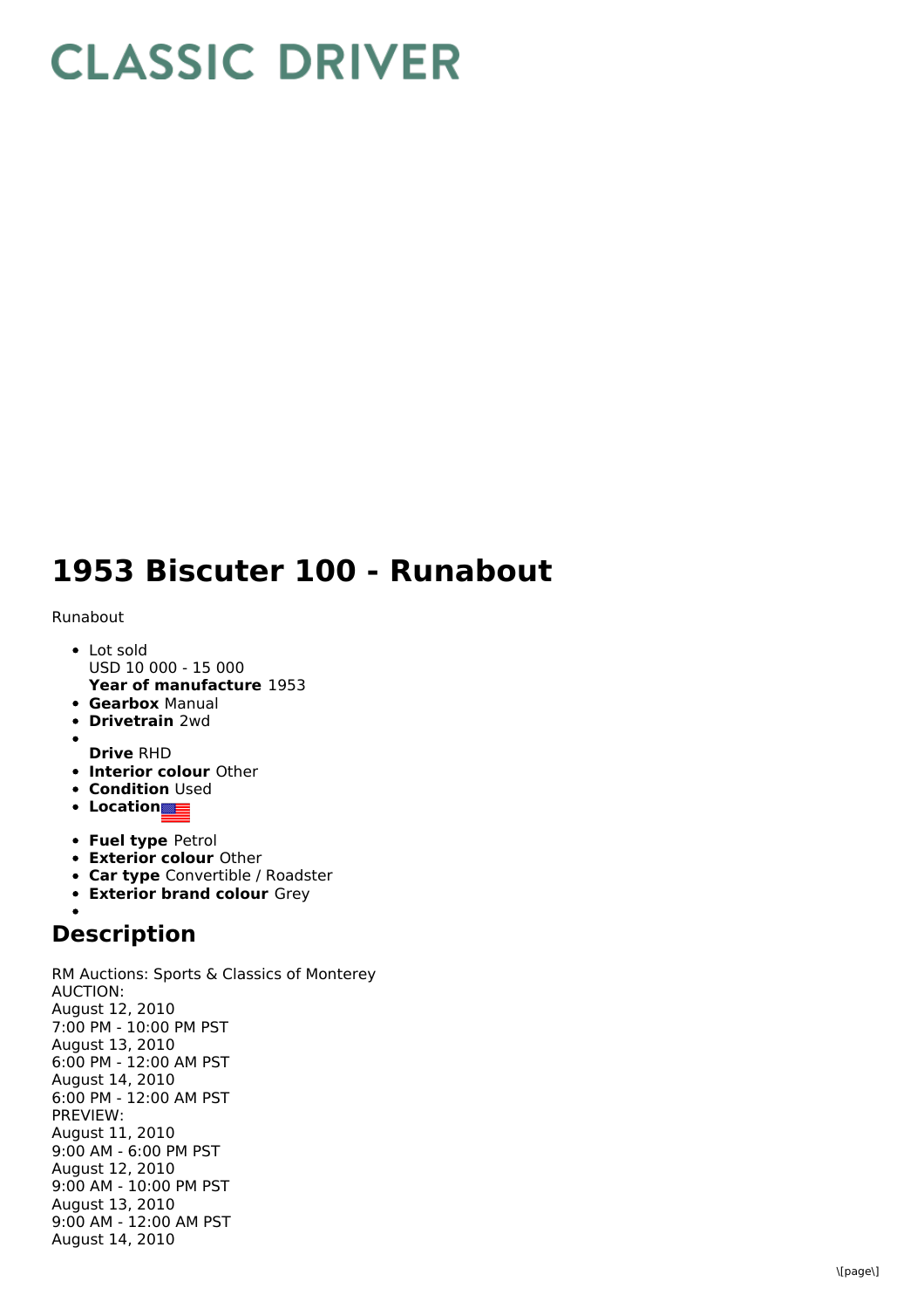# CLASSIC DRIVER

# 1953 Biscuter 100 - Runabout

Runabout

- Lot sold
  USD 10 000 - 15 000
  **Year of manufacture** 1953
- **Gearbox** Manual
- **Drivetrain** 2wd
- **Drive** RHD
- **Interior colour** Other
- **Condition** Used
- **Location**
- **Fuel type** Petrol
- **Exterior colour** Other
- **Car type** Convertible / Roadster
- **Exterior brand colour** Grey

## Description

RM Auctions: Sports & Classics of Monterey
AUCTION:
August 12, 2010
7:00 PM - 10:00 PM PST
August 13, 2010
6:00 PM - 12:00 AM PST
August 14, 2010
6:00 PM - 12:00 AM PST
PREVIEW:
August 11, 2010
9:00 AM - 6:00 PM PST
August 12, 2010
9:00 AM - 10:00 PM PST
August 13, 2010
9:00 AM - 12:00 AM PST
August 14, 2010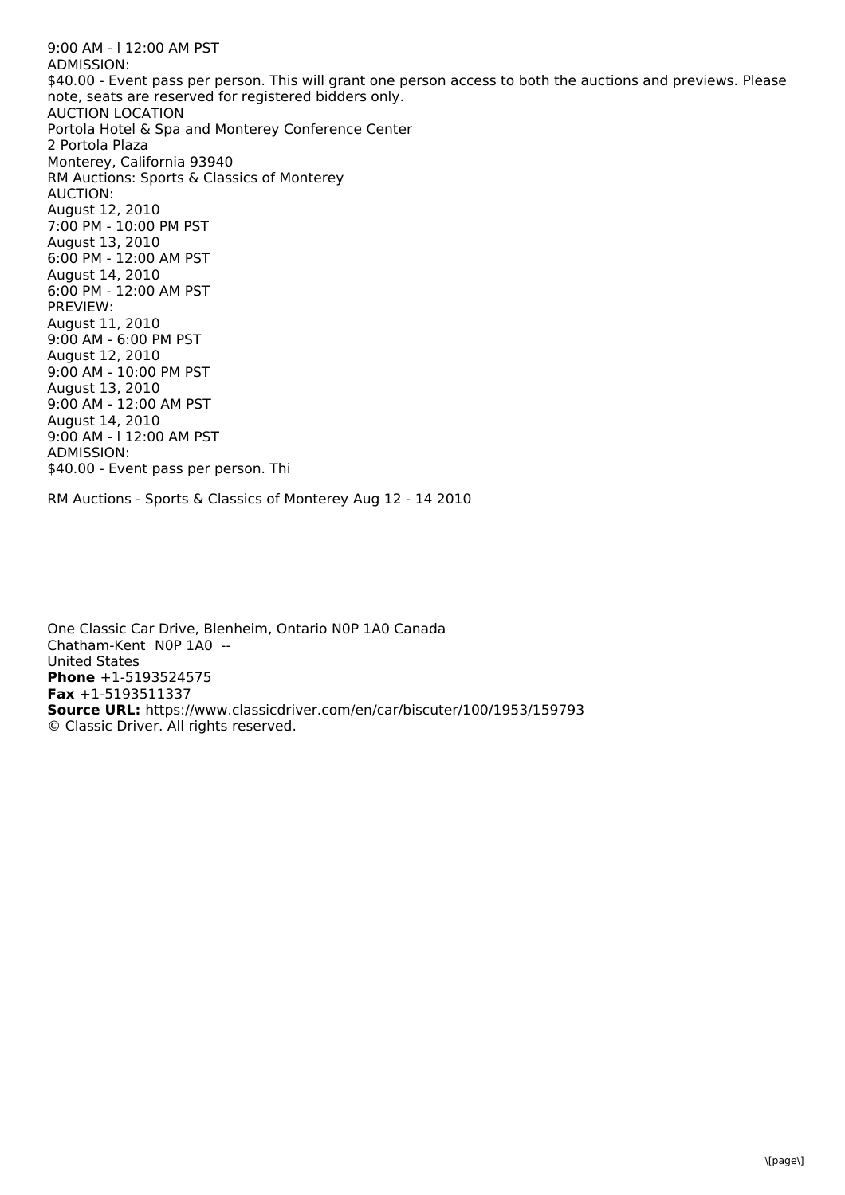9:00 AM - l 12:00 AM PST
ADMISSION:
$40.00 - Event pass per person. This will grant one person access to both the auctions and previews. Please note, seats are reserved for registered bidders only.
AUCTION LOCATION
Portola Hotel & Spa and Monterey Conference Center
2 Portola Plaza
Monterey, California 93940
RM Auctions: Sports & Classics of Monterey
AUCTION:
August 12, 2010
7:00 PM - 10:00 PM PST
August 13, 2010
6:00 PM - 12:00 AM PST
August 14, 2010
6:00 PM - 12:00 AM PST
PREVIEW:
August 11, 2010
9:00 AM - 6:00 PM PST
August 12, 2010
9:00 AM - 10:00 PM PST
August 13, 2010
9:00 AM - 12:00 AM PST
August 14, 2010
9:00 AM - l 12:00 AM PST
ADMISSION:
$40.00 - Event pass per person. Thi

RM Auctions - Sports & Classics of Monterey Aug 12 - 14 2010

One Classic Car Drive, Blenheim, Ontario N0P 1A0 Canada
Chatham-Kent N0P 1A0 --
United States
**Phone** +1-5193524575
**Fax** +1-5193511337
**Source URL:** https://www.classicdriver.com/en/car/biscuter/100/1953/159793
© Classic Driver. All rights reserved.